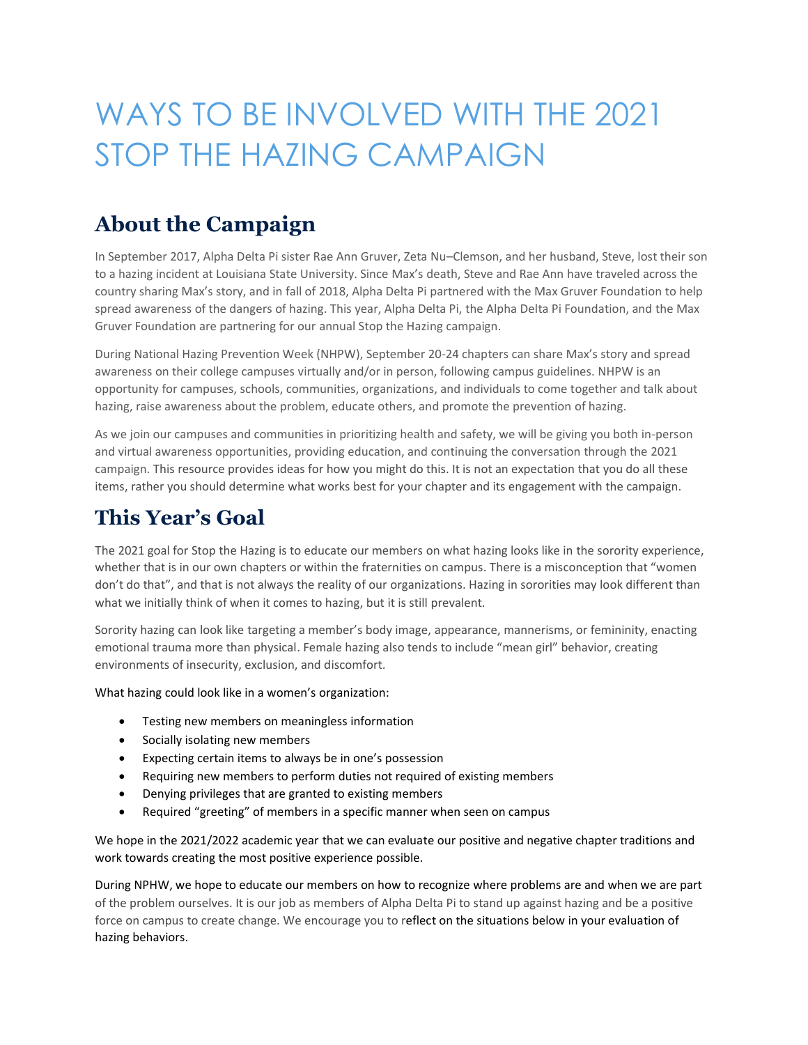# WAYS TO BE INVOLVED WITH THE 2021 STOP THE HAZING CAMPAIGN

## About the Campaign

In September 2017, Alpha Delta Pi sister Rae Ann Gruver, Zeta Nu–Clemson, and her husband, Steve, lost their son to a hazing incident at Louisiana State University. Since Max's death, Steve and Rae Ann have traveled across the country sharing Max's story, and in fall of 2018, Alpha Delta Pi partnered with the Max Gruver Foundation to help spread awareness of the dangers of hazing. This year, Alpha Delta Pi, the Alpha Delta Pi Foundation, and the Max Gruver Foundation are partnering for our annual Stop the Hazing campaign.

During National Hazing Prevention Week (NHPW), September 20-24 chapters can share Max's story and spread awareness on their college campuses virtually and/or in person, following campus guidelines. NHPW is an opportunity for campuses, schools, communities, organizations, and individuals to come together and talk about hazing, raise awareness about the problem, educate others, and promote the prevention of hazing.

As we join our campuses and communities in prioritizing health and safety, we will be giving you both in-person and virtual awareness opportunities, providing education, and continuing the conversation through the 2021 campaign. This resource provides ideas for how you might do this. It is not an expectation that you do all these items, rather you should determine what works best for your chapter and its engagement with the campaign.

## This Year's Goal

The 2021 goal for Stop the Hazing is to educate our members on what hazing looks like in the sorority experience, whether that is in our own chapters or within the fraternities on campus. There is a misconception that "women don't do that", and that is not always the reality of our organizations. Hazing in sororities may look different than what we initially think of when it comes to hazing, but it is still prevalent.

Sorority hazing can look like targeting a member's body image, appearance, mannerisms, or femininity, enacting emotional trauma more than physical. Female hazing also tends to include "mean girl" behavior, creating environments of insecurity, exclusion, and discomfort.

What hazing could look like in a women's organization:

- Testing new members on meaningless information
- Socially isolating new members
- Expecting certain items to always be in one's possession
- Requiring new members to perform duties not required of existing members
- Denying privileges that are granted to existing members
- Required "greeting" of members in a specific manner when seen on campus

We hope in the 2021/2022 academic year that we can evaluate our positive and negative chapter traditions and work towards creating the most positive experience possible.

During NPHW, we hope to educate our members on how to recognize where problems are and when we are part of the problem ourselves. It is our job as members of Alpha Delta Pi to stand up against hazing and be a positive force on campus to create change. We encourage you to reflect on the situations below in your evaluation of hazing behaviors.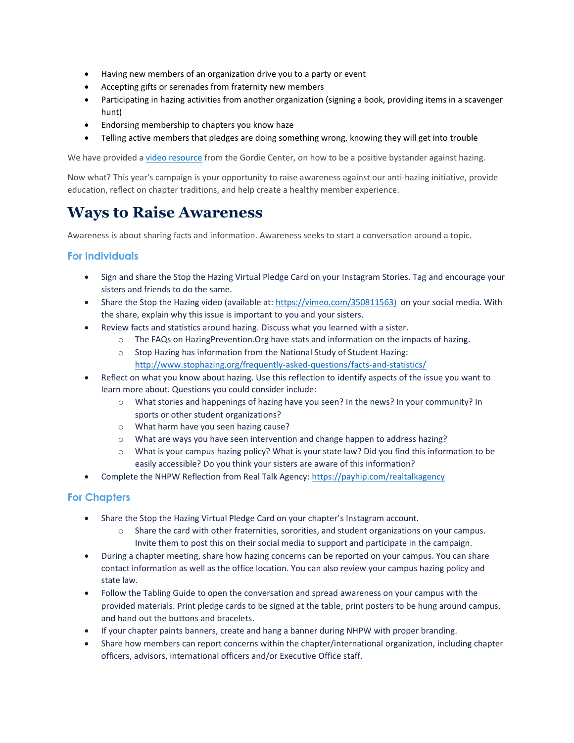- Having new members of an organization drive you to a party or event
- Accepting gifts or serenades from fraternity new members
- Participating in hazing activities from another organization (signing a book, providing items in a scavenger hunt)
- Endorsing membership to chapters you know haze
- Telling active members that pledges are doing something wrong, knowing they will get into trouble

We have provided a [video resource]() from the Gordie Center, on how to be a positive bystander against hazing.

Now what? This year's campaign is your opportunity to raise awareness against our anti-hazing initiative, provide education, reflect on chapter traditions, and help create a healthy member experience.

# Ways to Raise Awareness

Awareness is about sharing facts and information. Awareness seeks to start a conversation around a topic.

## For Individuals

- Sign and share the Stop the Hazing Virtual Pledge Card on your Instagram Stories. Tag and encourage your sisters and friends to do the same.
- Share the Stop the Hazing video (available at: https://vimeo.com/350811563) on your social media. With the share, explain why this issue is important to you and your sisters.
- Review facts and statistics around hazing. Discuss what you learned with a sister.
  - The FAQs on HazingPrevention.Org have stats and information on the impacts of hazing.
  - Stop Hazing has information from the National Study of Student Hazing: http://www.stophazing.org/frequently-asked-questions/facts-and-statistics/
- Reflect on what you know about hazing. Use this reflection to identify aspects of the issue you want to learn more about. Questions you could consider include:
  - What stories and happenings of hazing have you seen? In the news? In your community? In sports or other student organizations?
  - What harm have you seen hazing cause?
  - What are ways you have seen intervention and change happen to address hazing?
  - What is your campus hazing policy? What is your state law? Did you find this information to be easily accessible? Do you think your sisters are aware of this information?
- Complete the NHPW Reflection from Real Talk Agency: https://payhip.com/realtalkagency

## For Chapters

- Share the Stop the Hazing Virtual Pledge Card on your chapter's Instagram account.
  - Share the card with other fraternities, sororities, and student organizations on your campus. Invite them to post this on their social media to support and participate in the campaign.
- During a chapter meeting, share how hazing concerns can be reported on your campus. You can share contact information as well as the office location. You can also review your campus hazing policy and state law.
- Follow the Tabling Guide to open the conversation and spread awareness on your campus with the provided materials. Print pledge cards to be signed at the table, print posters to be hung around campus, and hand out the buttons and bracelets.
- If your chapter paints banners, create and hang a banner during NHPW with proper branding.
- Share how members can report concerns within the chapter/international organization, including chapter officers, advisors, international officers and/or Executive Office staff.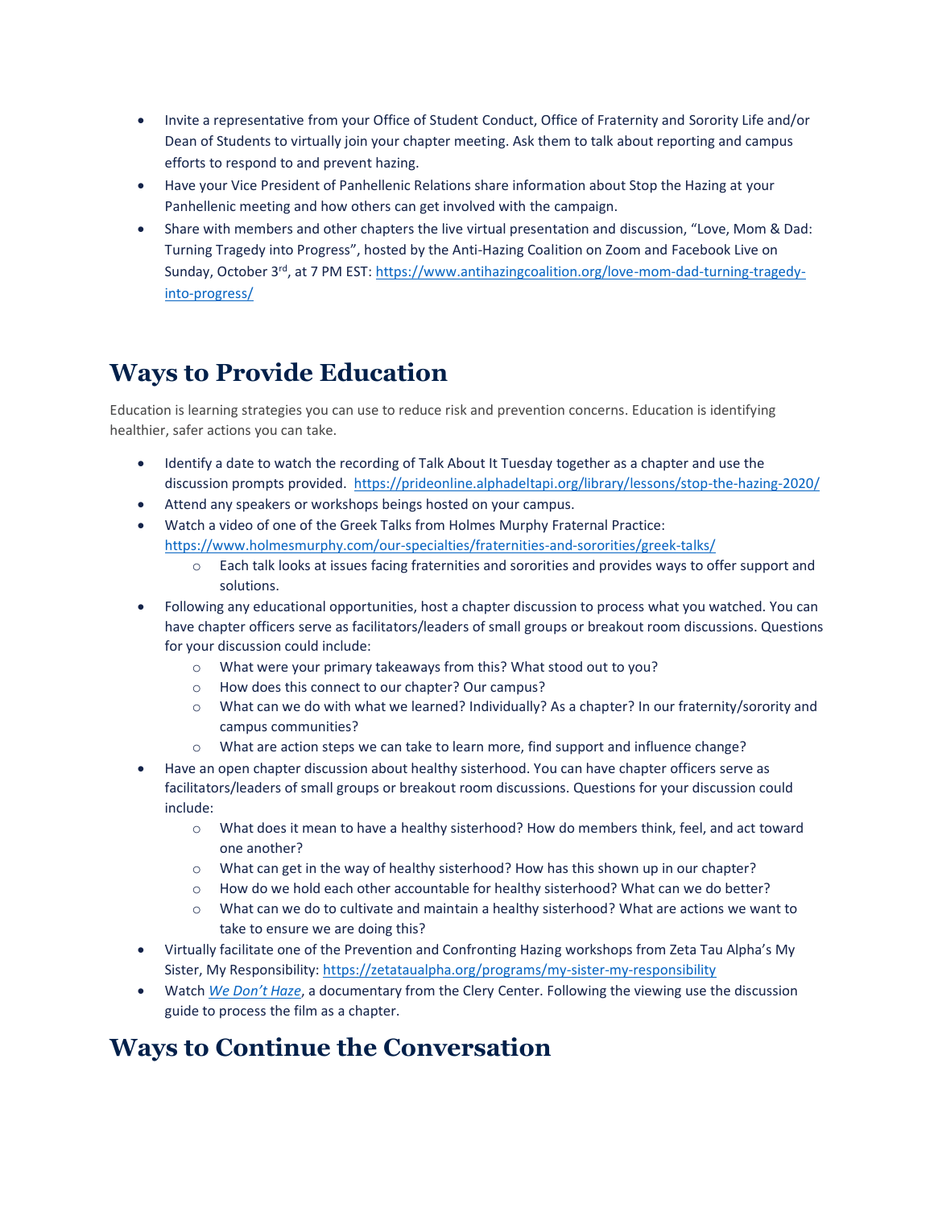- Invite a representative from your Office of Student Conduct, Office of Fraternity and Sorority Life and/or Dean of Students to virtually join your chapter meeting. Ask them to talk about reporting and campus efforts to respond to and prevent hazing.
- Have your Vice President of Panhellenic Relations share information about Stop the Hazing at your Panhellenic meeting and how others can get involved with the campaign.
- Share with members and other chapters the live virtual presentation and discussion, "Love, Mom & Dad: Turning Tragedy into Progress", hosted by the Anti-Hazing Coalition on Zoom and Facebook Live on Sunday, October 3rd, at 7 PM EST: https://www.antihazingcoalition.org/love-mom-dad-turning-tragedy-into-progress/

## Ways to Provide Education

Education is learning strategies you can use to reduce risk and prevention concerns. Education is identifying healthier, safer actions you can take.

- Identify a date to watch the recording of Talk About It Tuesday together as a chapter and use the discussion prompts provided. https://prideonline.alphadeltapi.org/library/lessons/stop-the-hazing-2020/
- Attend any speakers or workshops beings hosted on your campus.
- Watch a video of one of the Greek Talks from Holmes Murphy Fraternal Practice: https://www.holmesmurphy.com/our-specialties/fraternities-and-sororities/greek-talks/
  - Each talk looks at issues facing fraternities and sororities and provides ways to offer support and solutions.
- Following any educational opportunities, host a chapter discussion to process what you watched. You can have chapter officers serve as facilitators/leaders of small groups or breakout room discussions. Questions for your discussion could include:
  - What were your primary takeaways from this? What stood out to you?
  - How does this connect to our chapter? Our campus?
  - What can we do with what we learned? Individually? As a chapter? In our fraternity/sorority and campus communities?
  - What are action steps we can take to learn more, find support and influence change?
- Have an open chapter discussion about healthy sisterhood. You can have chapter officers serve as facilitators/leaders of small groups or breakout room discussions. Questions for your discussion could include:
  - What does it mean to have a healthy sisterhood? How do members think, feel, and act toward one another?
  - What can get in the way of healthy sisterhood? How has this shown up in our chapter?
  - How do we hold each other accountable for healthy sisterhood? What can we do better?
  - What can we do to cultivate and maintain a healthy sisterhood? What are actions we want to take to ensure we are doing this?
- Virtually facilitate one of the Prevention and Confronting Hazing workshops from Zeta Tau Alpha's My Sister, My Responsibility: https://zetataualpha.org/programs/my-sister-my-responsibility
- Watch *We Don't Haze*, a documentary from the Clery Center. Following the viewing use the discussion guide to process the film as a chapter.

## Ways to Continue the Conversation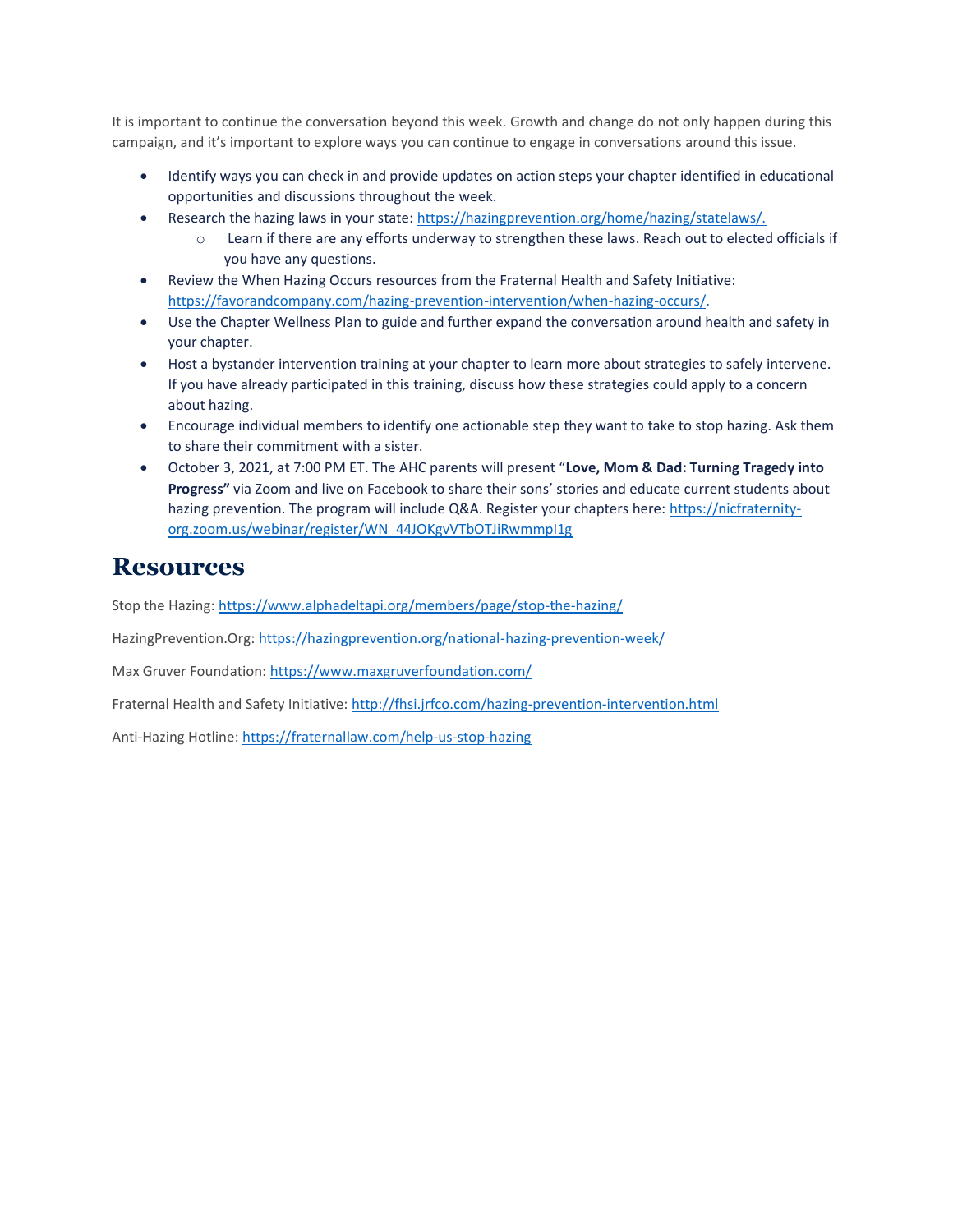It is important to continue the conversation beyond this week. Growth and change do not only happen during this campaign, and it's important to explore ways you can continue to engage in conversations around this issue.

- Identify ways you can check in and provide updates on action steps your chapter identified in educational opportunities and discussions throughout the week.
- Research the hazing laws in your state: https://hazingprevention.org/home/hazing/statelaws/.
    - Learn if there are any efforts underway to strengthen these laws. Reach out to elected officials if you have any questions.
- Review the When Hazing Occurs resources from the Fraternal Health and Safety Initiative: https://favorandcompany.com/hazing-prevention-intervention/when-hazing-occurs/.
- Use the Chapter Wellness Plan to guide and further expand the conversation around health and safety in your chapter.
- Host a bystander intervention training at your chapter to learn more about strategies to safely intervene. If you have already participated in this training, discuss how these strategies could apply to a concern about hazing.
- Encourage individual members to identify one actionable step they want to take to stop hazing. Ask them to share their commitment with a sister.
- October 3, 2021, at 7:00 PM ET. The AHC parents will present "**Love, Mom & Dad: Turning Tragedy into Progress"** via Zoom and live on Facebook to share their sons' stories and educate current students about hazing prevention. The program will include Q&A. Register your chapters here: https://nicfraternity-org.zoom.us/webinar/register/WN_44JOKgvVTbOTJiRwmmpI1g

# Resources

Stop the Hazing: https://www.alphadeltapi.org/members/page/stop-the-hazing/

HazingPrevention.Org: https://hazingprevention.org/national-hazing-prevention-week/

Max Gruver Foundation: https://www.maxgruverfoundation.com/

Fraternal Health and Safety Initiative: http://fhsi.jrfco.com/hazing-prevention-intervention.html

Anti-Hazing Hotline: https://fraternallaw.com/help-us-stop-hazing